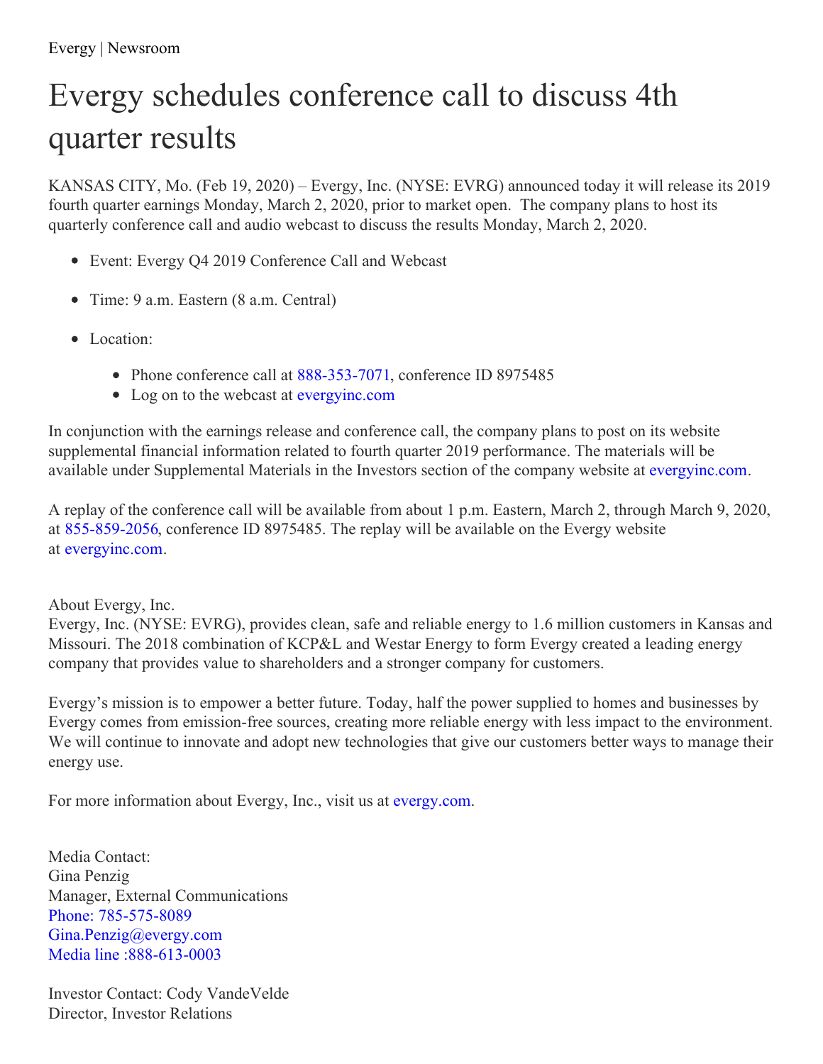Evergy | Newsroom

# Evergy schedules conference call to discuss 4th quarter results

KANSAS CITY, Mo. (Feb 19, 2020) – Evergy, Inc. (NYSE: EVRG) announced today it will release its 2019 fourth quarter earnings Monday, March 2, 2020, prior to market open. The company plans to host its quarterly conference call and audio webcast to discuss the results Monday, March 2, 2020.

- Event: Evergy Q4 2019 Conference Call and Webcast
- Time: 9 a.m. Eastern (8 a.m. Central)
- Location:
  - Phone conference call at 888-353-7071, conference ID 8975485
  - Log on to the webcast at evergyinc.com

In conjunction with the earnings release and conference call, the company plans to post on its website supplemental financial information related to fourth quarter 2019 performance. The materials will be available under Supplemental Materials in the Investors section of the company website at evergyinc.com.

A replay of the conference call will be available from about 1 p.m. Eastern, March 2, through March 9, 2020, at 855-859-2056, conference ID 8975485. The replay will be available on the Evergy website at evergyinc.com.

About Evergy, Inc.
Evergy, Inc. (NYSE: EVRG), provides clean, safe and reliable energy to 1.6 million customers in Kansas and Missouri. The 2018 combination of KCP&L and Westar Energy to form Evergy created a leading energy company that provides value to shareholders and a stronger company for customers.

Evergy's mission is to empower a better future. Today, half the power supplied to homes and businesses by Evergy comes from emission-free sources, creating more reliable energy with less impact to the environment. We will continue to innovate and adopt new technologies that give our customers better ways to manage their energy use.

For more information about Evergy, Inc., visit us at evergy.com.

Media Contact:
Gina Penzig
Manager, External Communications
Phone: 785-575-8089
Gina.Penzig@evergy.com
Media line :888-613-0003

Investor Contact: Cody VandeVelde
Director, Investor Relations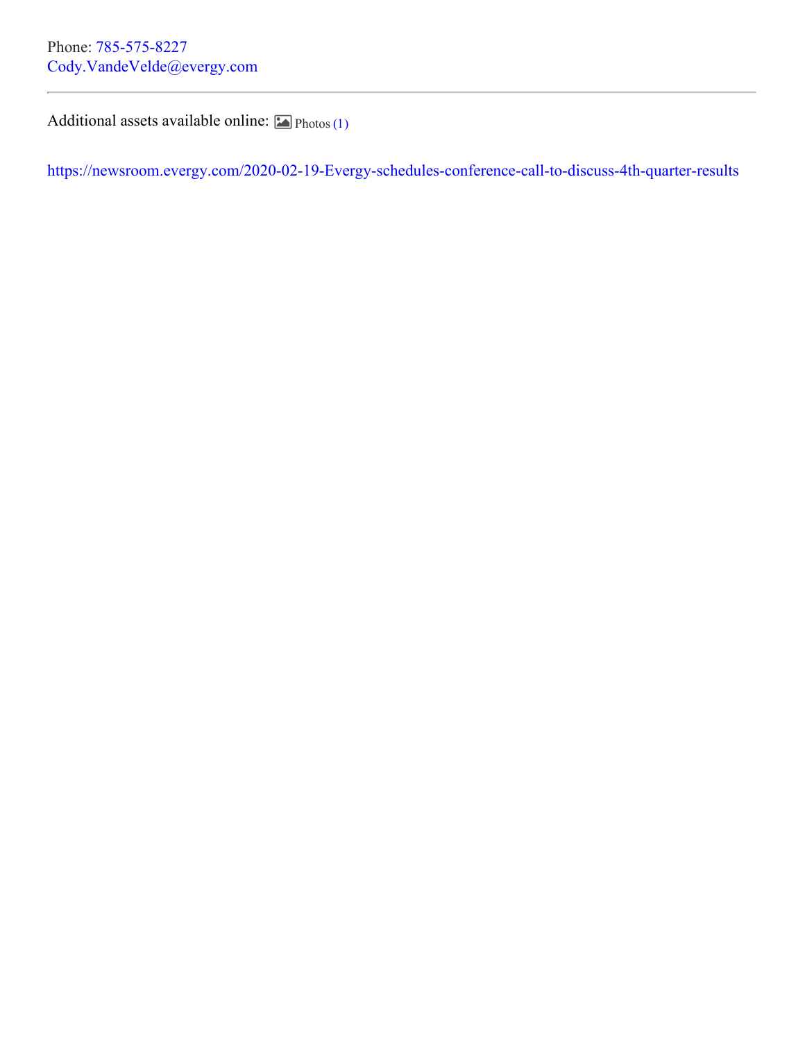Phone: 785-575-8227
Cody.VandeVelde@evergy.com

---

Additional assets available online: Photos (1)

https://newsroom.evergy.com/2020-02-19-Evergy-schedules-conference-call-to-discuss-4th-quarter-results